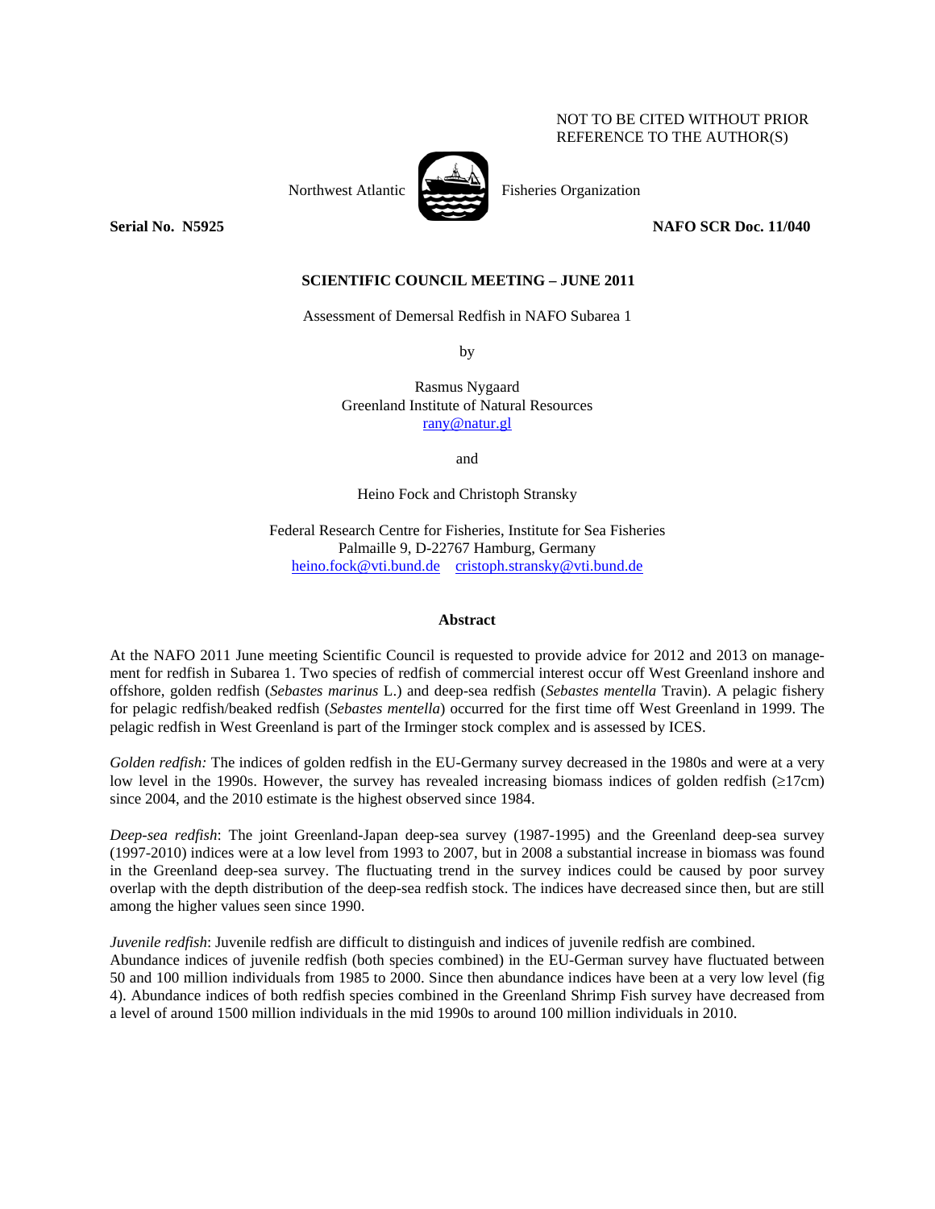NOT TO BE CITED WITHOUT PRIOR REFERENCE TO THE AUTHOR(S)

Northwest Atlantic Fisheries Organization

**Serial No. N5925** **NAFO SCR Doc. 11/040**

**SCIENTIFIC COUNCIL MEETING – JUNE 2011**

Assessment of Demersal Redfish in NAFO Subarea 1

by

Rasmus Nygaard
Greenland Institute of Natural Resources
rany@natur.gl

and

Heino Fock and Christoph Stransky

Federal Research Centre for Fisheries, Institute for Sea Fisheries
Palmaille 9, D-22767 Hamburg, Germany
heino.fock@vti.bund.de cristoph.stransky@vti.bund.de

## Abstract

At the NAFO 2011 June meeting Scientific Council is requested to provide advice for 2012 and 2013 on management for redfish in Subarea 1. Two species of redfish of commercial interest occur off West Greenland inshore and offshore, golden redfish (*Sebastes marinus* L.) and deep-sea redfish (*Sebastes mentella* Travin). A pelagic fishery for pelagic redfish/beaked redfish (*Sebastes mentella*) occurred for the first time off West Greenland in 1999. The pelagic redfish in West Greenland is part of the Irminger stock complex and is assessed by ICES.

*Golden redfish:* The indices of golden redfish in the EU-Germany survey decreased in the 1980s and were at a very low level in the 1990s. However, the survey has revealed increasing biomass indices of golden redfish (≥17cm) since 2004, and the 2010 estimate is the highest observed since 1984.

*Deep-sea redfish*: The joint Greenland-Japan deep-sea survey (1987-1995) and the Greenland deep-sea survey (1997-2010) indices were at a low level from 1993 to 2007, but in 2008 a substantial increase in biomass was found in the Greenland deep-sea survey. The fluctuating trend in the survey indices could be caused by poor survey overlap with the depth distribution of the deep-sea redfish stock. The indices have decreased since then, but are still among the higher values seen since 1990.

*Juvenile redfish*: Juvenile redfish are difficult to distinguish and indices of juvenile redfish are combined. Abundance indices of juvenile redfish (both species combined) in the EU-German survey have fluctuated between 50 and 100 million individuals from 1985 to 2000. Since then abundance indices have been at a very low level (fig 4). Abundance indices of both redfish species combined in the Greenland Shrimp Fish survey have decreased from a level of around 1500 million individuals in the mid 1990s to around 100 million individuals in 2010.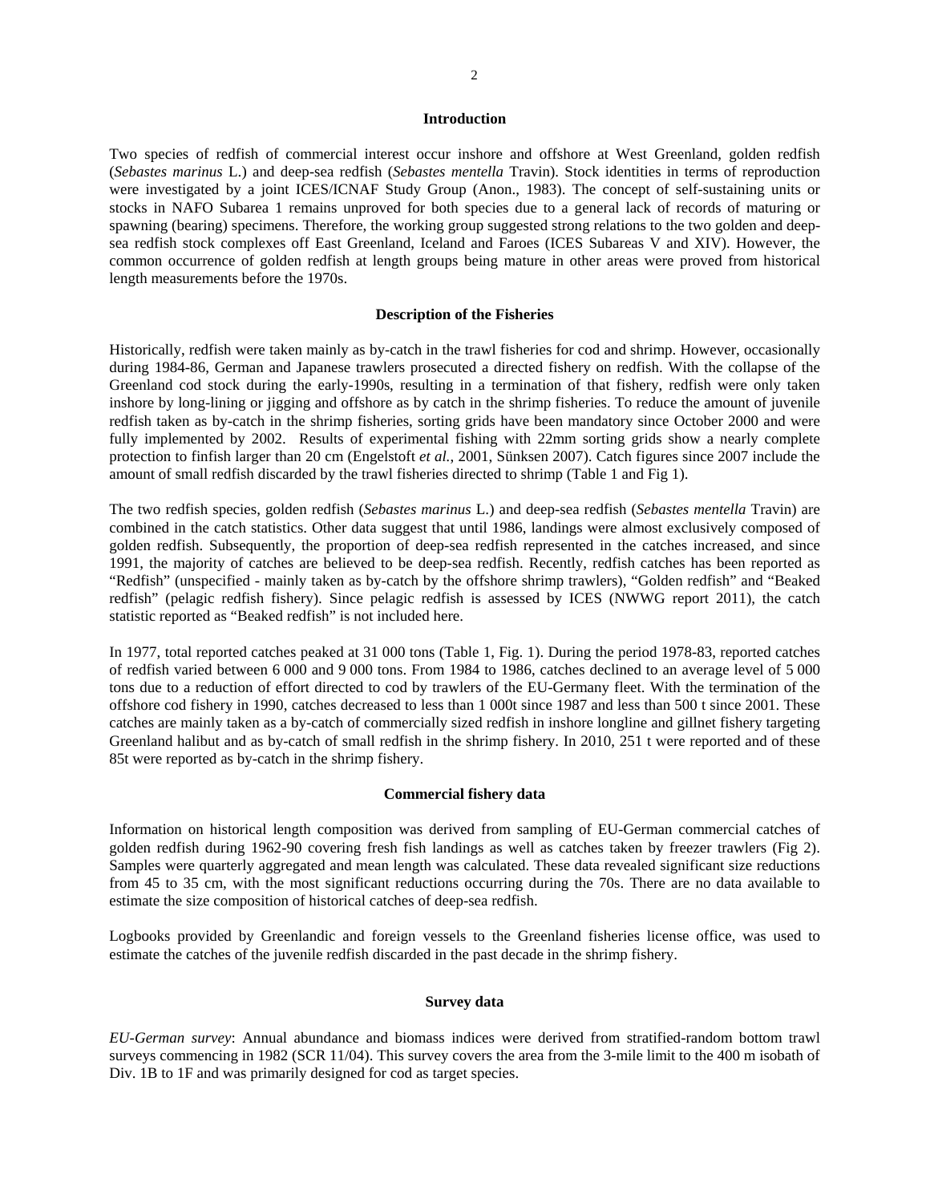## Introduction

Two species of redfish of commercial interest occur inshore and offshore at West Greenland, golden redfish (*Sebastes marinus* L.) and deep-sea redfish (*Sebastes mentella* Travin). Stock identities in terms of reproduction were investigated by a joint ICES/ICNAF Study Group (Anon., 1983). The concept of self-sustaining units or stocks in NAFO Subarea 1 remains unproved for both species due to a general lack of records of maturing or spawning (bearing) specimens. Therefore, the working group suggested strong relations to the two golden and deep-sea redfish stock complexes off East Greenland, Iceland and Faroes (ICES Subareas V and XIV). However, the common occurrence of golden redfish at length groups being mature in other areas were proved from historical length measurements before the 1970s.

## Description of the Fisheries

Historically, redfish were taken mainly as by-catch in the trawl fisheries for cod and shrimp. However, occasionally during 1984-86, German and Japanese trawlers prosecuted a directed fishery on redfish. With the collapse of the Greenland cod stock during the early-1990s, resulting in a termination of that fishery, redfish were only taken inshore by long-lining or jigging and offshore as by catch in the shrimp fisheries. To reduce the amount of juvenile redfish taken as by-catch in the shrimp fisheries, sorting grids have been mandatory since October 2000 and were fully implemented by 2002. Results of experimental fishing with 22mm sorting grids show a nearly complete protection to finfish larger than 20 cm (Engelstoft *et al.*, 2001, Sünksen 2007). Catch figures since 2007 include the amount of small redfish discarded by the trawl fisheries directed to shrimp (Table 1 and Fig 1).

The two redfish species, golden redfish (*Sebastes marinus* L.) and deep-sea redfish (*Sebastes mentella* Travin) are combined in the catch statistics. Other data suggest that until 1986, landings were almost exclusively composed of golden redfish. Subsequently, the proportion of deep-sea redfish represented in the catches increased, and since 1991, the majority of catches are believed to be deep-sea redfish. Recently, redfish catches has been reported as "Redfish" (unspecified - mainly taken as by-catch by the offshore shrimp trawlers), "Golden redfish" and "Beaked redfish" (pelagic redfish fishery). Since pelagic redfish is assessed by ICES (NWWG report 2011), the catch statistic reported as "Beaked redfish" is not included here.

In 1977, total reported catches peaked at 31 000 tons (Table 1, Fig. 1). During the period 1978-83, reported catches of redfish varied between 6 000 and 9 000 tons. From 1984 to 1986, catches declined to an average level of 5 000 tons due to a reduction of effort directed to cod by trawlers of the EU-Germany fleet. With the termination of the offshore cod fishery in 1990, catches decreased to less than 1 000t since 1987 and less than 500 t since 2001. These catches are mainly taken as a by-catch of commercially sized redfish in inshore longline and gillnet fishery targeting Greenland halibut and as by-catch of small redfish in the shrimp fishery. In 2010, 251 t were reported and of these 85t were reported as by-catch in the shrimp fishery.

## Commercial fishery data

Information on historical length composition was derived from sampling of EU-German commercial catches of golden redfish during 1962-90 covering fresh fish landings as well as catches taken by freezer trawlers (Fig 2). Samples were quarterly aggregated and mean length was calculated. These data revealed significant size reductions from 45 to 35 cm, with the most significant reductions occurring during the 70s. There are no data available to estimate the size composition of historical catches of deep-sea redfish.

Logbooks provided by Greenlandic and foreign vessels to the Greenland fisheries license office, was used to estimate the catches of the juvenile redfish discarded in the past decade in the shrimp fishery.

## Survey data

*EU-German survey*: Annual abundance and biomass indices were derived from stratified-random bottom trawl surveys commencing in 1982 (SCR 11/04). This survey covers the area from the 3-mile limit to the 400 m isobath of Div. 1B to 1F and was primarily designed for cod as target species.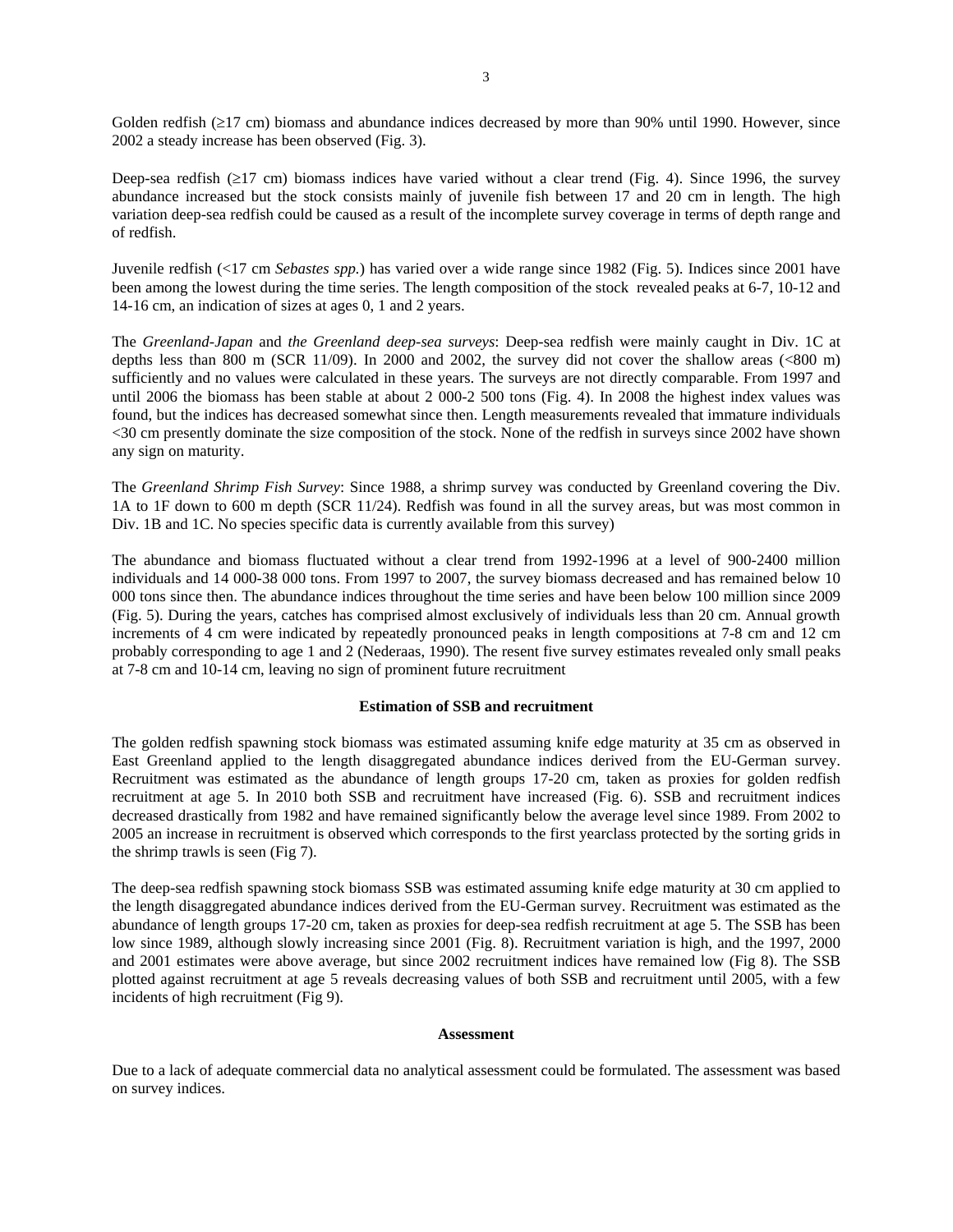Golden redfish (≥17 cm) biomass and abundance indices decreased by more than 90% until 1990. However, since 2002 a steady increase has been observed (Fig. 3).

Deep-sea redfish (≥17 cm) biomass indices have varied without a clear trend (Fig. 4). Since 1996, the survey abundance increased but the stock consists mainly of juvenile fish between 17 and 20 cm in length. The high variation deep-sea redfish could be caused as a result of the incomplete survey coverage in terms of depth range and of redfish.

Juvenile redfish (<17 cm *Sebastes spp.*) has varied over a wide range since 1982 (Fig. 5). Indices since 2001 have been among the lowest during the time series. The length composition of the stock revealed peaks at 6-7, 10-12 and 14-16 cm, an indication of sizes at ages 0, 1 and 2 years.

The *Greenland-Japan* and *the Greenland deep-sea surveys*: Deep-sea redfish were mainly caught in Div. 1C at depths less than 800 m (SCR 11/09). In 2000 and 2002, the survey did not cover the shallow areas (<800 m) sufficiently and no values were calculated in these years. The surveys are not directly comparable. From 1997 and until 2006 the biomass has been stable at about 2 000-2 500 tons (Fig. 4). In 2008 the highest index values was found, but the indices has decreased somewhat since then. Length measurements revealed that immature individuals <30 cm presently dominate the size composition of the stock. None of the redfish in surveys since 2002 have shown any sign on maturity.

The *Greenland Shrimp Fish Survey*: Since 1988, a shrimp survey was conducted by Greenland covering the Div. 1A to 1F down to 600 m depth (SCR 11/24). Redfish was found in all the survey areas, but was most common in Div. 1B and 1C. No species specific data is currently available from this survey)

The abundance and biomass fluctuated without a clear trend from 1992-1996 at a level of 900-2400 million individuals and 14 000-38 000 tons. From 1997 to 2007, the survey biomass decreased and has remained below 10 000 tons since then. The abundance indices throughout the time series and have been below 100 million since 2009 (Fig. 5). During the years, catches has comprised almost exclusively of individuals less than 20 cm. Annual growth increments of 4 cm were indicated by repeatedly pronounced peaks in length compositions at 7-8 cm and 12 cm probably corresponding to age 1 and 2 (Nederaas, 1990). The resent five survey estimates revealed only small peaks at 7-8 cm and 10-14 cm, leaving no sign of prominent future recruitment

## Estimation of SSB and recruitment

The golden redfish spawning stock biomass was estimated assuming knife edge maturity at 35 cm as observed in East Greenland applied to the length disaggregated abundance indices derived from the EU-German survey. Recruitment was estimated as the abundance of length groups 17-20 cm, taken as proxies for golden redfish recruitment at age 5. In 2010 both SSB and recruitment have increased (Fig. 6). SSB and recruitment indices decreased drastically from 1982 and have remained significantly below the average level since 1989. From 2002 to 2005 an increase in recruitment is observed which corresponds to the first yearclass protected by the sorting grids in the shrimp trawls is seen (Fig 7).

The deep-sea redfish spawning stock biomass SSB was estimated assuming knife edge maturity at 30 cm applied to the length disaggregated abundance indices derived from the EU-German survey. Recruitment was estimated as the abundance of length groups 17-20 cm, taken as proxies for deep-sea redfish recruitment at age 5. The SSB has been low since 1989, although slowly increasing since 2001 (Fig. 8). Recruitment variation is high, and the 1997, 2000 and 2001 estimates were above average, but since 2002 recruitment indices have remained low (Fig 8). The SSB plotted against recruitment at age 5 reveals decreasing values of both SSB and recruitment until 2005, with a few incidents of high recruitment (Fig 9).

## Assessment

Due to a lack of adequate commercial data no analytical assessment could be formulated. The assessment was based on survey indices.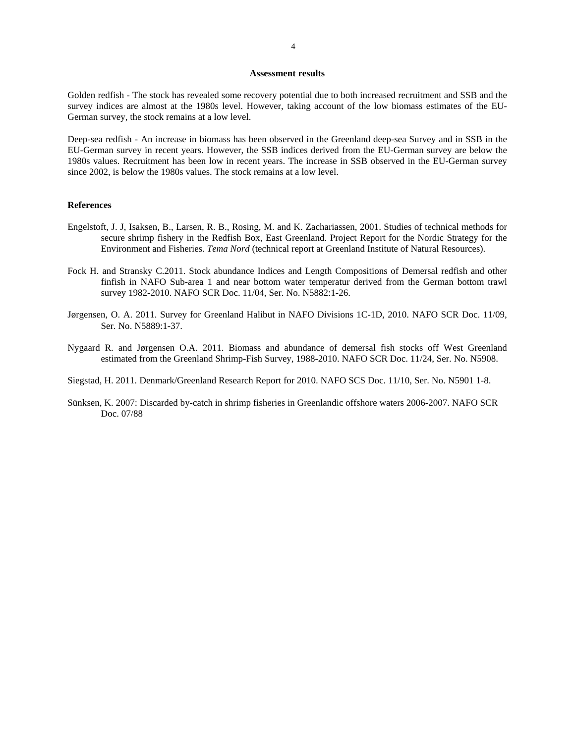## Assessment results

Golden redfish - The stock has revealed some recovery potential due to both increased recruitment and SSB and the survey indices are almost at the 1980s level. However, taking account of the low biomass estimates of the EU-German survey, the stock remains at a low level.

Deep-sea redfish - An increase in biomass has been observed in the Greenland deep-sea Survey and in SSB in the EU-German survey in recent years. However, the SSB indices derived from the EU-German survey are below the 1980s values. Recruitment has been low in recent years. The increase in SSB observed in the EU-German survey since 2002, is below the 1980s values. The stock remains at a low level.

## References

Engelstoft, J. J, Isaksen, B., Larsen, R. B., Rosing, M. and K. Zachariassen, 2001. Studies of technical methods for secure shrimp fishery in the Redfish Box, East Greenland. Project Report for the Nordic Strategy for the Environment and Fisheries. *Tema Nord* (technical report at Greenland Institute of Natural Resources).

Fock H. and Stransky C.2011. Stock abundance Indices and Length Compositions of Demersal redfish and other finfish in NAFO Sub-area 1 and near bottom water temperatur derived from the German bottom trawl survey 1982-2010. NAFO SCR Doc. 11/04, Ser. No. N5882:1-26.

Jørgensen, O. A. 2011. Survey for Greenland Halibut in NAFO Divisions 1C-1D, 2010. NAFO SCR Doc. 11/09, Ser. No. N5889:1-37.

Nygaard R. and Jørgensen O.A. 2011. Biomass and abundance of demersal fish stocks off West Greenland estimated from the Greenland Shrimp-Fish Survey, 1988-2010. NAFO SCR Doc. 11/24, Ser. No. N5908.

Siegstad, H. 2011. Denmark/Greenland Research Report for 2010. NAFO SCS Doc. 11/10, Ser. No. N5901 1-8.

Sünksen, K. 2007: Discarded by-catch in shrimp fisheries in Greenlandic offshore waters 2006-2007. NAFO SCR Doc. 07/88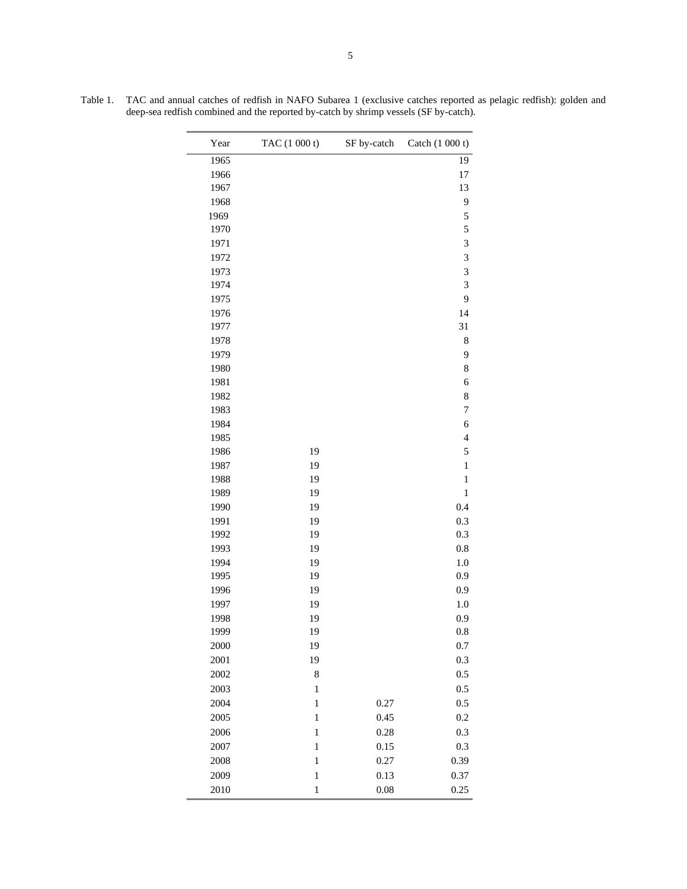Table 1. TAC and annual catches of redfish in NAFO Subarea 1 (exclusive catches reported as pelagic redfish): golden and deep-sea redfish combined and the reported by-catch by shrimp vessels (SF by-catch).

| Year | TAC (1 000 t) | SF by-catch | Catch (1 000 t) |
|---|---|---|---|
| 1965 | | | 19 |
| 1966 | | | 17 |
| 1967 | | | 13 |
| 1968 | | | 9 |
| 1969 | | | 5 |
| 1970 | | | 5 |
| 1971 | | | 3 |
| 1972 | | | 3 |
| 1973 | | | 3 |
| 1974 | | | 3 |
| 1975 | | | 9 |
| 1976 | | | 14 |
| 1977 | | | 31 |
| 1978 | | | 8 |
| 1979 | | | 9 |
| 1980 | | | 8 |
| 1981 | | | 6 |
| 1982 | | | 8 |
| 1983 | | | 7 |
| 1984 | | | 6 |
| 1985 | | | 4 |
| 1986 | 19 | | 5 |
| 1987 | 19 | | 1 |
| 1988 | 19 | | 1 |
| 1989 | 19 | | 1 |
| 1990 | 19 | | 0.4 |
| 1991 | 19 | | 0.3 |
| 1992 | 19 | | 0.3 |
| 1993 | 19 | | 0.8 |
| 1994 | 19 | | 1.0 |
| 1995 | 19 | | 0.9 |
| 1996 | 19 | | 0.9 |
| 1997 | 19 | | 1.0 |
| 1998 | 19 | | 0.9 |
| 1999 | 19 | | 0.8 |
| 2000 | 19 | | 0.7 |
| 2001 | 19 | | 0.3 |
| 2002 | 8 | | 0.5 |
| 2003 | 1 | | 0.5 |
| 2004 | 1 | 0.27 | 0.5 |
| 2005 | 1 | 0.45 | 0.2 |
| 2006 | 1 | 0.28 | 0.3 |
| 2007 | 1 | 0.15 | 0.3 |
| 2008 | 1 | 0.27 | 0.39 |
| 2009 | 1 | 0.13 | 0.37 |
| 2010 | 1 | 0.08 | 0.25 |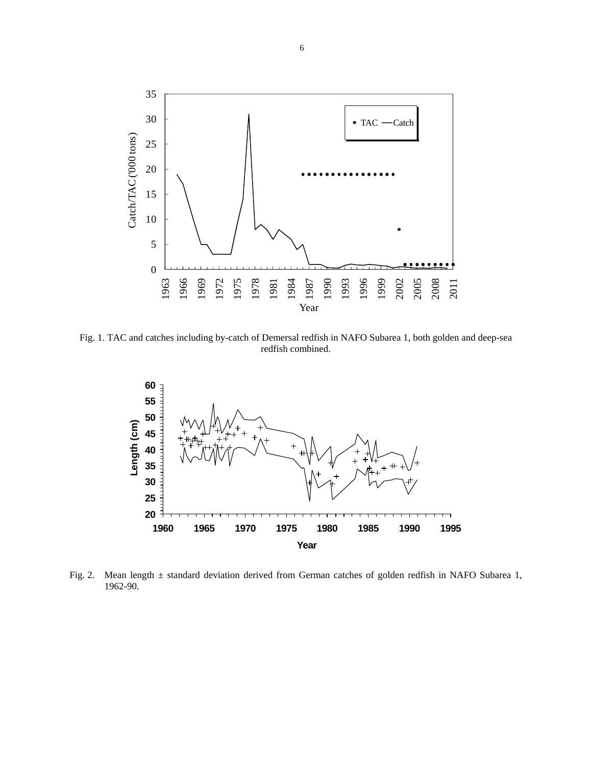Fig. 1. TAC and catches including by-catch of Demersal redfish in NAFO Subarea 1, both golden and deep-sea redfish combined.

Fig. 2. Mean length ± standard deviation derived from German catches of golden redfish in NAFO Subarea 1, 1962-90.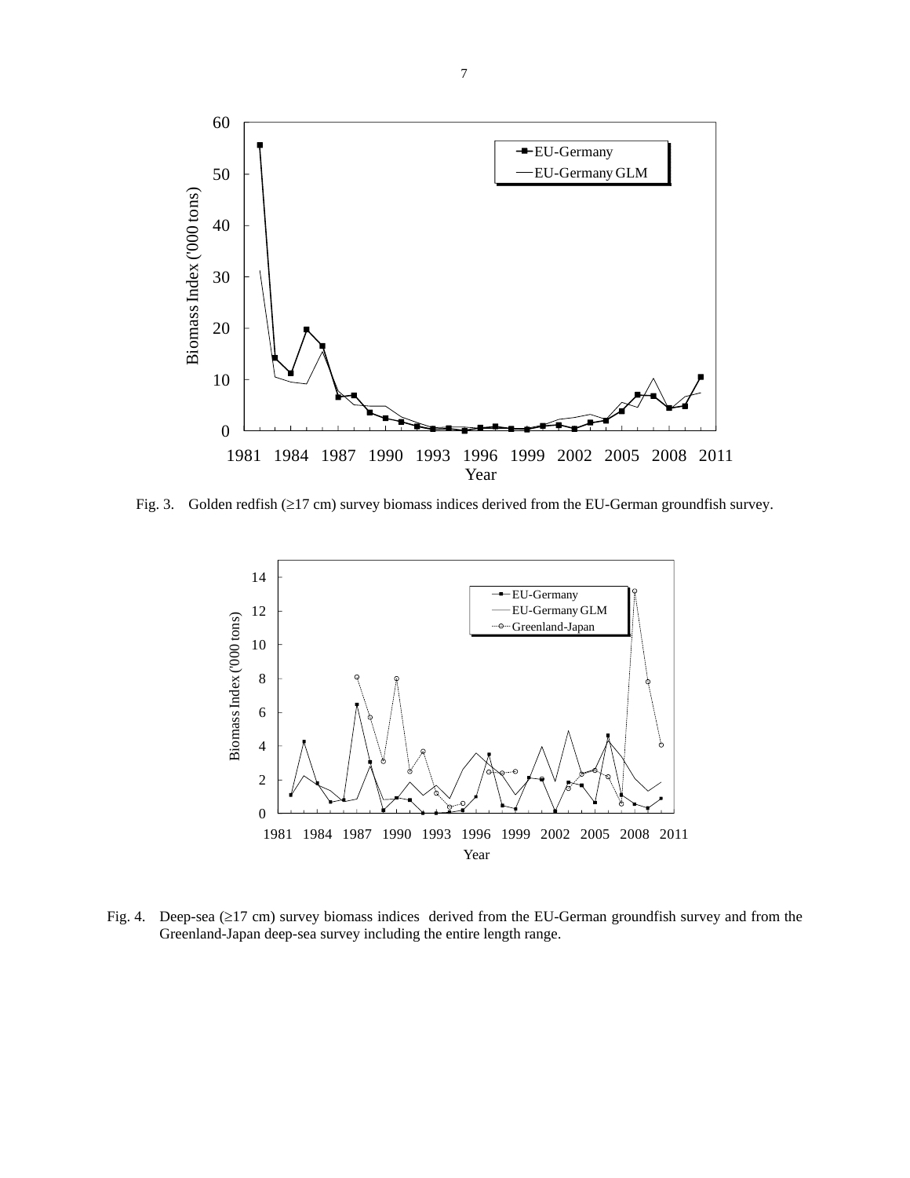Fig. 3. Golden redfish (≥17 cm) survey biomass indices derived from the EU-German groundfish survey.

Fig. 4. Deep-sea (≥17 cm) survey biomass indices derived from the EU-German groundfish survey and from the Greenland-Japan deep-sea survey including the entire length range.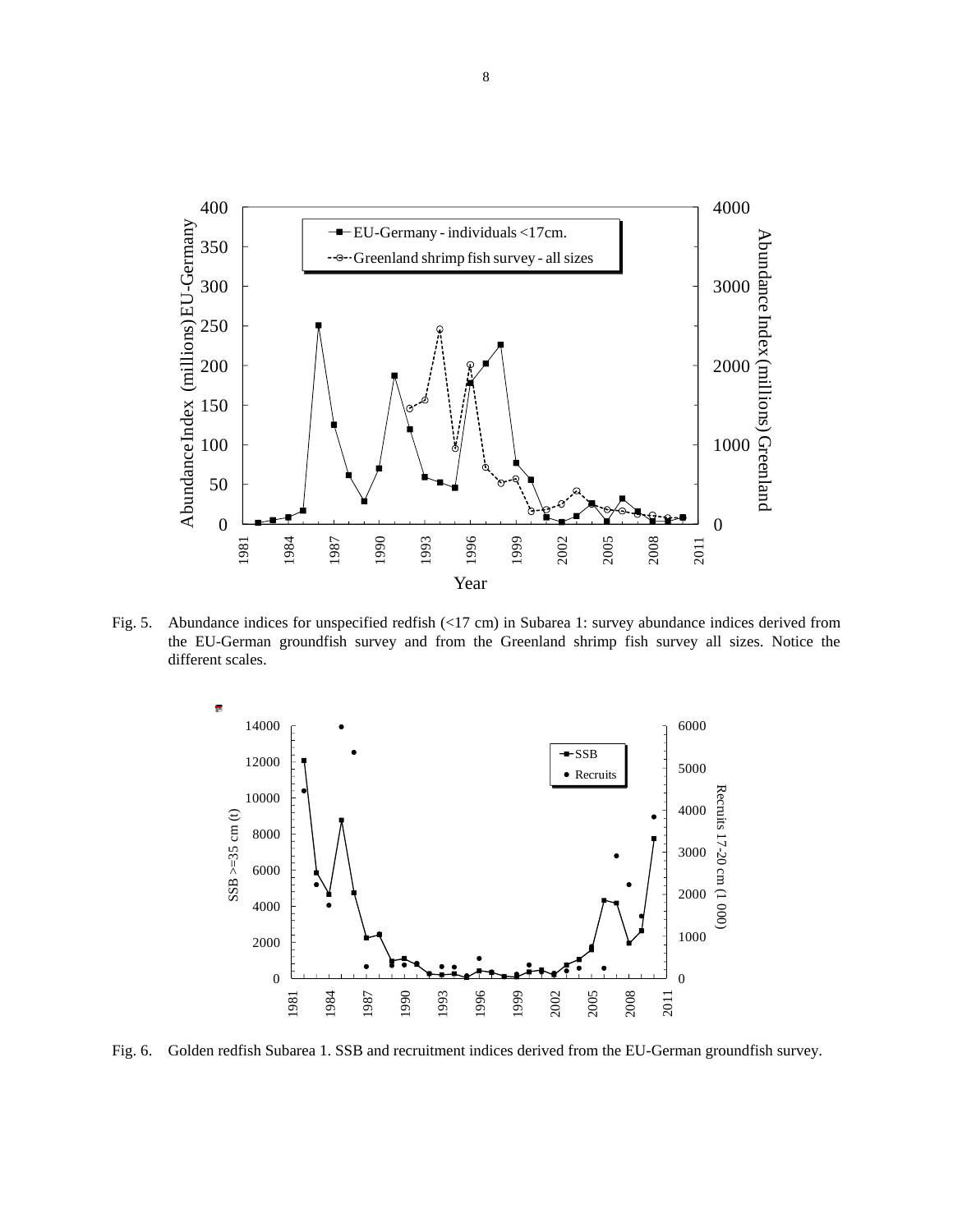Fig. 5. Abundance indices for unspecified redfish (<17 cm) in Subarea 1: survey abundance indices derived from the EU-German groundfish survey and from the Greenland shrimp fish survey all sizes. Notice the different scales.

Fig. 6. Golden redfish Subarea 1. SSB and recruitment indices derived from the EU-German groundfish survey.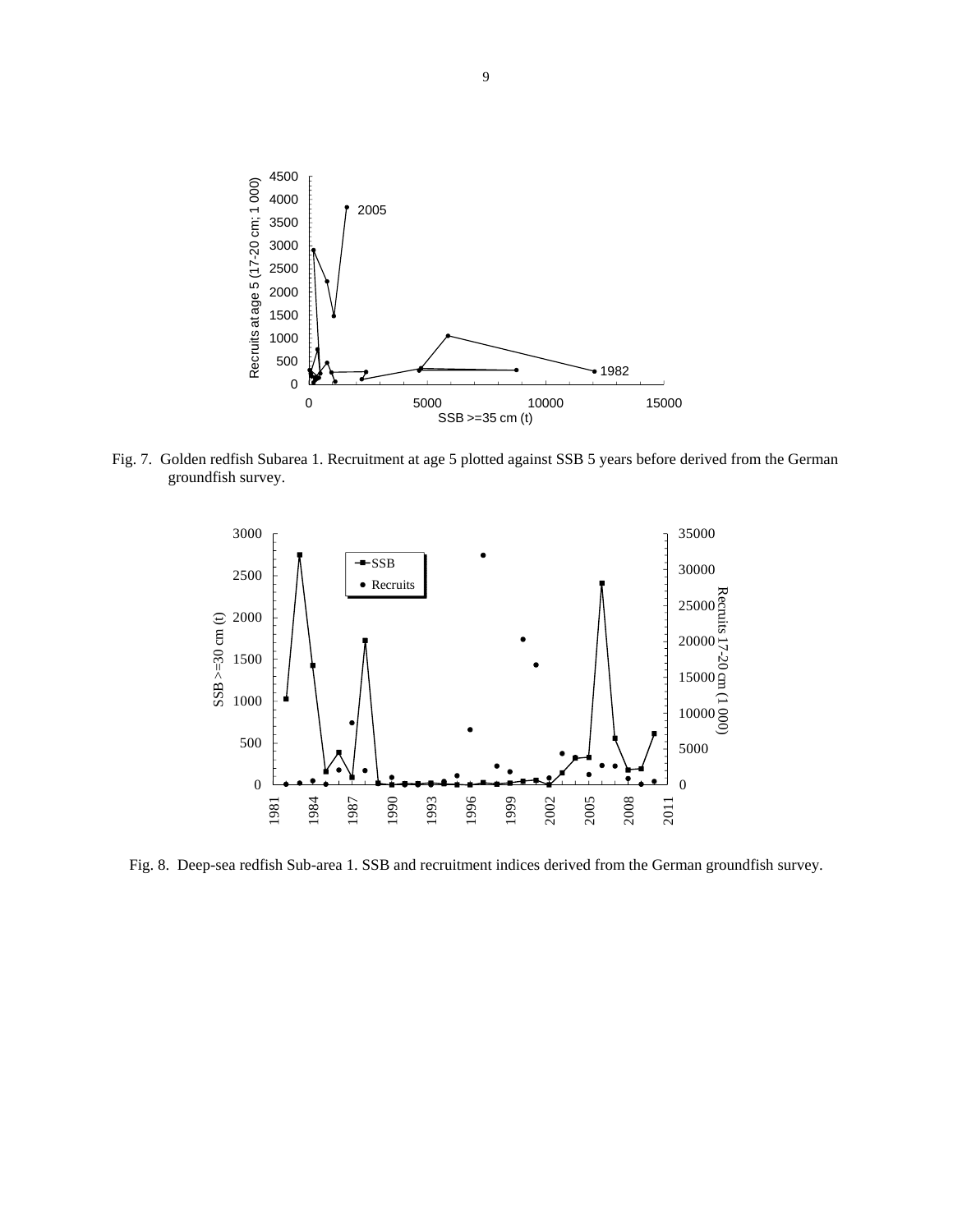Fig. 7. Golden redfish Subarea 1. Recruitment at age 5 plotted against SSB 5 years before derived from the German groundfish survey.

Fig. 8. Deep-sea redfish Sub-area 1. SSB and recruitment indices derived from the German groundfish survey.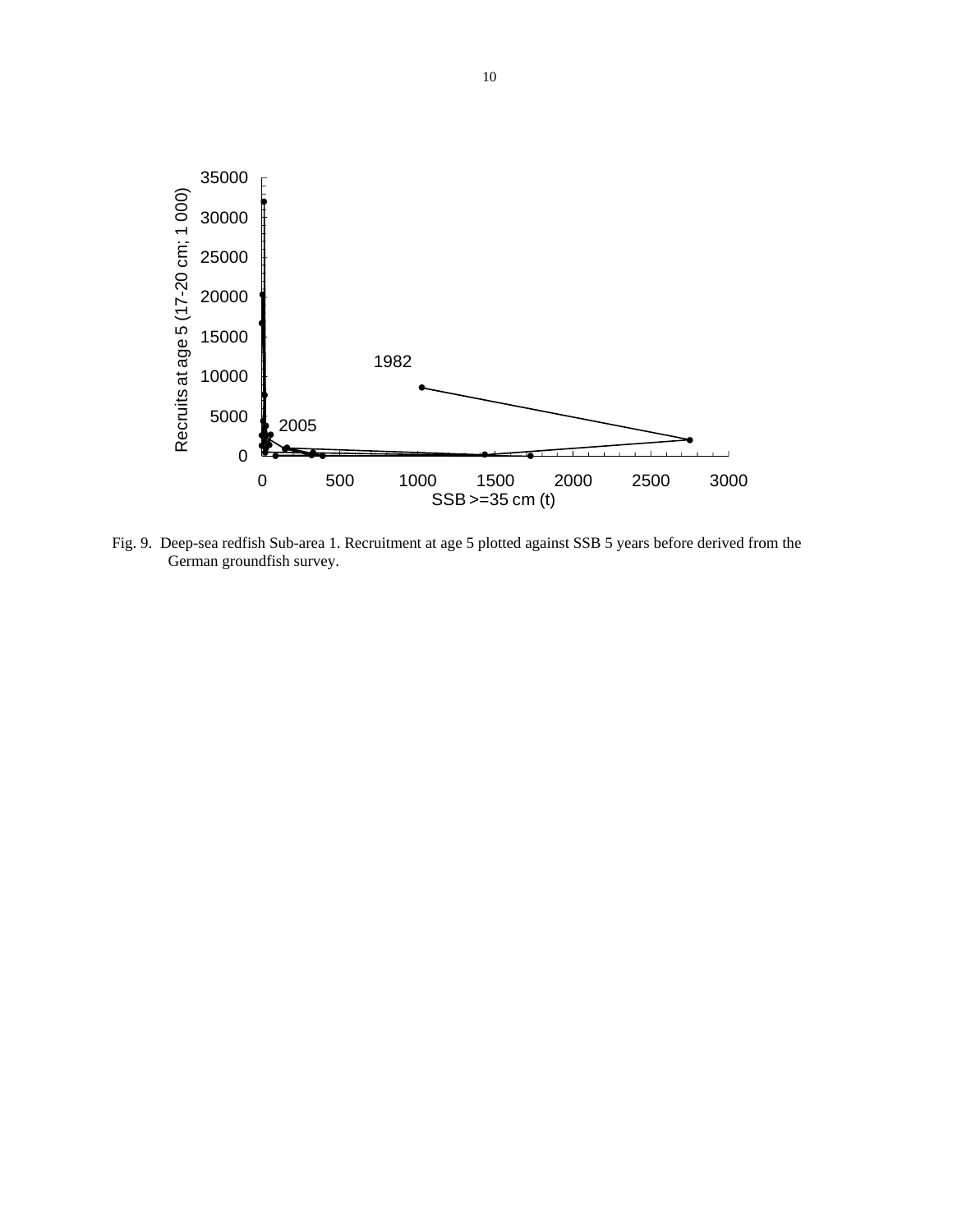Recruits at age 5 (17-20 cm; 1 000)

35000
30000
25000
20000
15000
10000
5000
0

1982

2005

0 500 1000 1500 2000 2500 3000

SSB >=35 cm (t)

Fig. 9. Deep-sea redfish Sub-area 1. Recruitment at age 5 plotted against SSB 5 years before derived from the German groundfish survey.